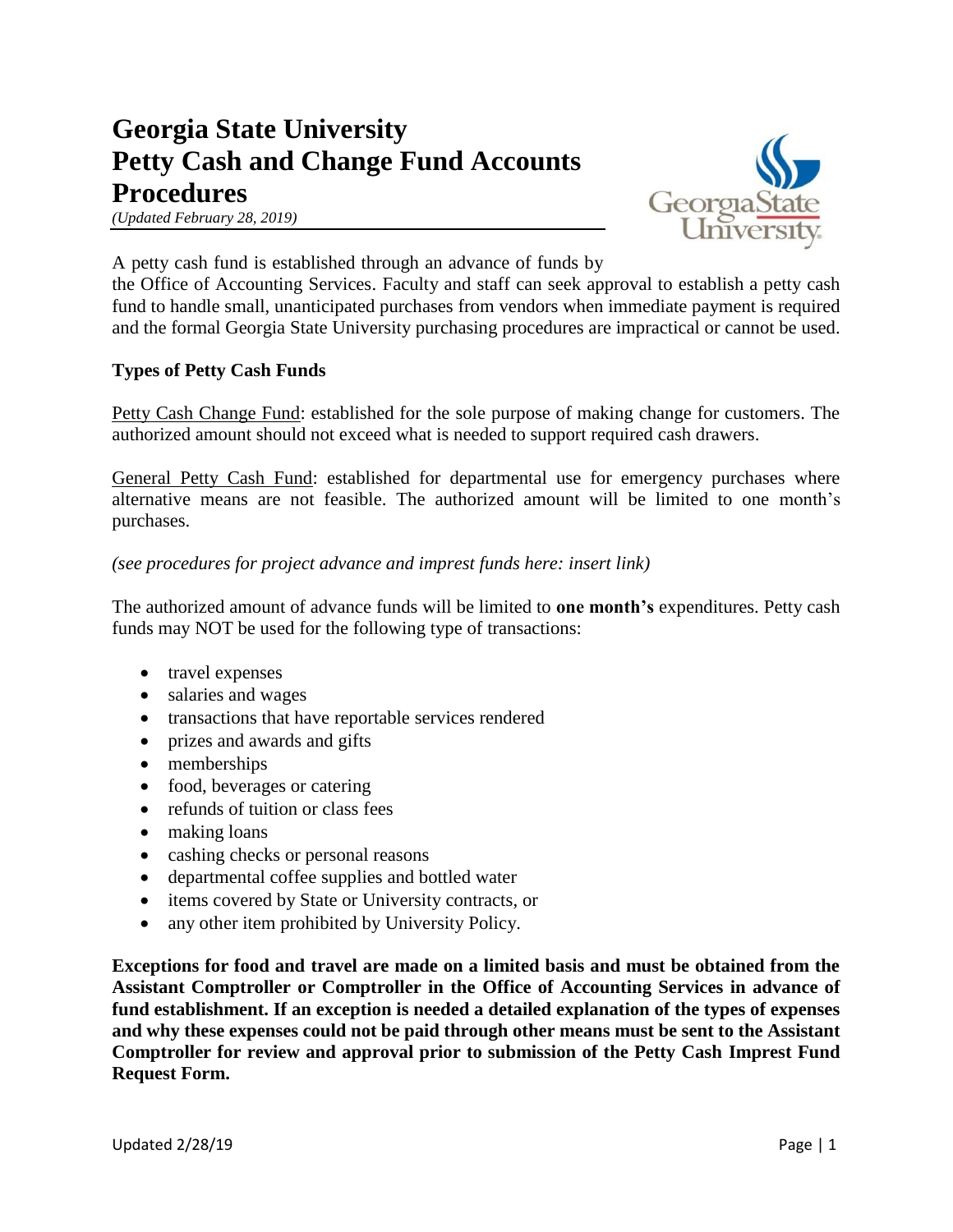# Georgia State University
# Petty Cash and Change Fund Accounts Procedures

*(Updated February 28, 2019)*

A petty cash fund is established through an advance of funds by the Office of Accounting Services. Faculty and staff can seek approval to establish a petty cash fund to handle small, unanticipated purchases from vendors when immediate payment is required and the formal Georgia State University purchasing procedures are impractical or cannot be used.

**Types of Petty Cash Funds**

Petty Cash Change Fund: established for the sole purpose of making change for customers. The authorized amount should not exceed what is needed to support required cash drawers.

General Petty Cash Fund: established for departmental use for emergency purchases where alternative means are not feasible. The authorized amount will be limited to one month's purchases.

*(see procedures for project advance and imprest funds here: insert link)*

The authorized amount of advance funds will be limited to **one month's** expenditures. Petty cash funds may NOT be used for the following type of transactions:

- travel expenses
- salaries and wages
- transactions that have reportable services rendered
- prizes and awards and gifts
- memberships
- food, beverages or catering
- refunds of tuition or class fees
- making loans
- cashing checks or personal reasons
- departmental coffee supplies and bottled water
- items covered by State or University contracts, or
- any other item prohibited by University Policy.

**Exceptions for food and travel are made on a limited basis and must be obtained from the Assistant Comptroller or Comptroller in the Office of Accounting Services in advance of fund establishment. If an exception is needed a detailed explanation of the types of expenses and why these expenses could not be paid through other means must be sent to the Assistant Comptroller for review and approval prior to submission of the Petty Cash Imprest Fund Request Form.**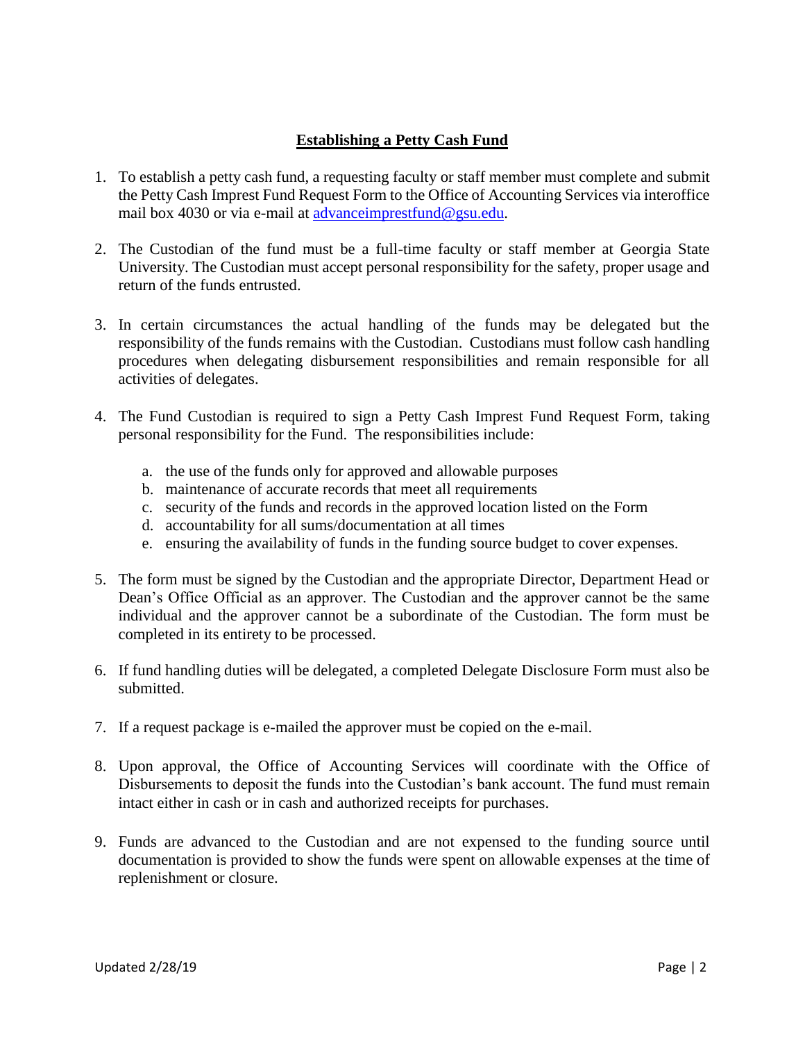## Establishing a Petty Cash Fund

1. To establish a petty cash fund, a requesting faculty or staff member must complete and submit the Petty Cash Imprest Fund Request Form to the Office of Accounting Services via interoffice mail box 4030 or via e-mail at advanceimprestfund@gsu.edu.

2. The Custodian of the fund must be a full-time faculty or staff member at Georgia State University. The Custodian must accept personal responsibility for the safety, proper usage and return of the funds entrusted.

3. In certain circumstances the actual handling of the funds may be delegated but the responsibility of the funds remains with the Custodian. Custodians must follow cash handling procedures when delegating disbursement responsibilities and remain responsible for all activities of delegates.

4. The Fund Custodian is required to sign a Petty Cash Imprest Fund Request Form, taking personal responsibility for the Fund. The responsibilities include:

   a. the use of the funds only for approved and allowable purposes
   b. maintenance of accurate records that meet all requirements
   c. security of the funds and records in the approved location listed on the Form
   d. accountability for all sums/documentation at all times
   e. ensuring the availability of funds in the funding source budget to cover expenses.

5. The form must be signed by the Custodian and the appropriate Director, Department Head or Dean's Office Official as an approver. The Custodian and the approver cannot be the same individual and the approver cannot be a subordinate of the Custodian. The form must be completed in its entirety to be processed.

6. If fund handling duties will be delegated, a completed Delegate Disclosure Form must also be submitted.

7. If a request package is e-mailed the approver must be copied on the e-mail.

8. Upon approval, the Office of Accounting Services will coordinate with the Office of Disbursements to deposit the funds into the Custodian's bank account. The fund must remain intact either in cash or in cash and authorized receipts for purchases.

9. Funds are advanced to the Custodian and are not expensed to the funding source until documentation is provided to show the funds were spent on allowable expenses at the time of replenishment or closure.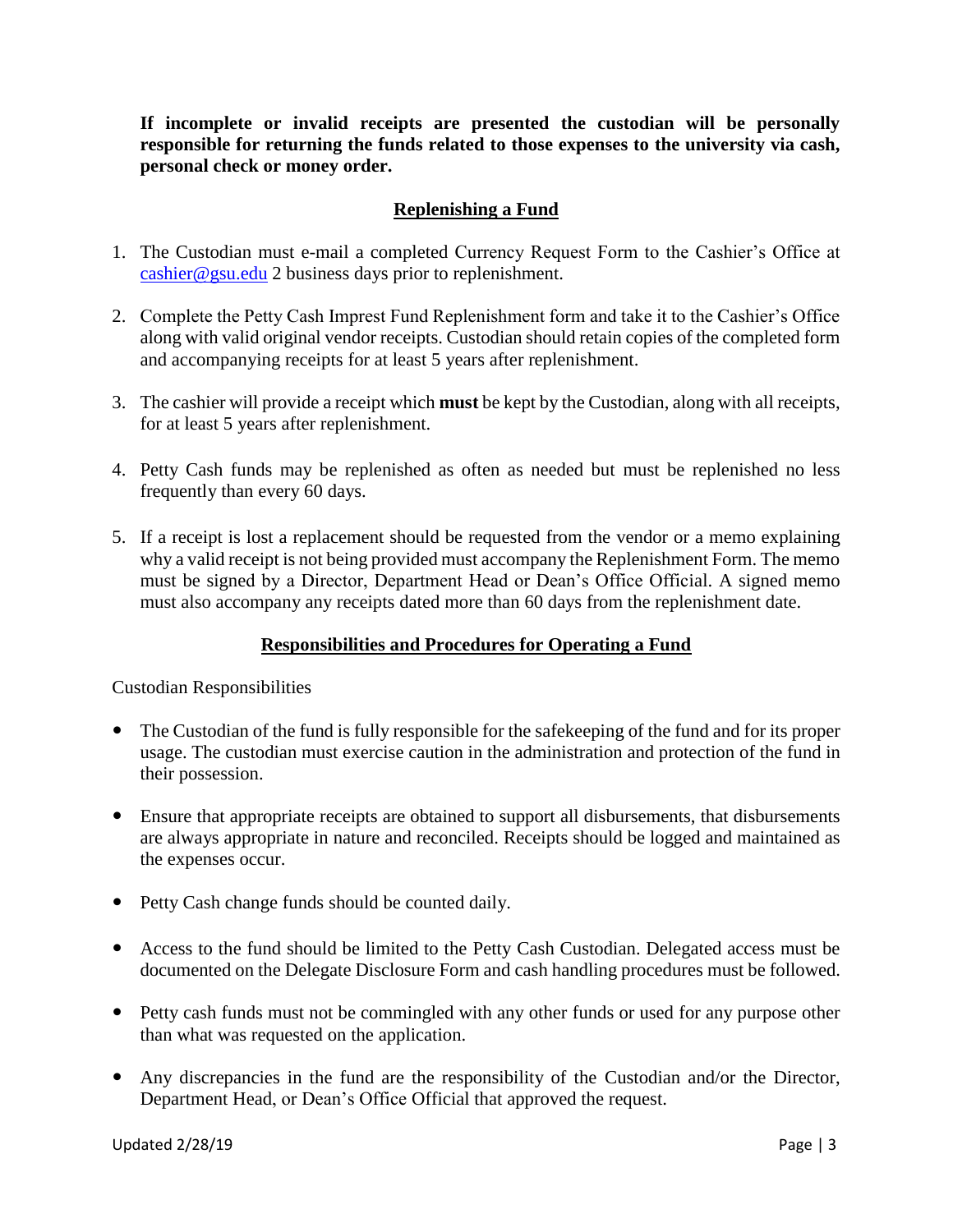**If incomplete or invalid receipts are presented the custodian will be personally responsible for returning the funds related to those expenses to the university via cash, personal check or money order.**

## Replenishing a Fund

1. The Custodian must e-mail a completed Currency Request Form to the Cashier's Office at cashier@gsu.edu 2 business days prior to replenishment.

2. Complete the Petty Cash Imprest Fund Replenishment form and take it to the Cashier's Office along with valid original vendor receipts. Custodian should retain copies of the completed form and accompanying receipts for at least 5 years after replenishment.

3. The cashier will provide a receipt which **must** be kept by the Custodian, along with all receipts, for at least 5 years after replenishment.

4. Petty Cash funds may be replenished as often as needed but must be replenished no less frequently than every 60 days.

5. If a receipt is lost a replacement should be requested from the vendor or a memo explaining why a valid receipt is not being provided must accompany the Replenishment Form. The memo must be signed by a Director, Department Head or Dean's Office Official. A signed memo must also accompany any receipts dated more than 60 days from the replenishment date.

## Responsibilities and Procedures for Operating a Fund

Custodian Responsibilities

- The Custodian of the fund is fully responsible for the safekeeping of the fund and for its proper usage. The custodian must exercise caution in the administration and protection of the fund in their possession.

- Ensure that appropriate receipts are obtained to support all disbursements, that disbursements are always appropriate in nature and reconciled. Receipts should be logged and maintained as the expenses occur.

- Petty Cash change funds should be counted daily.

- Access to the fund should be limited to the Petty Cash Custodian. Delegated access must be documented on the Delegate Disclosure Form and cash handling procedures must be followed.

- Petty cash funds must not be commingled with any other funds or used for any purpose other than what was requested on the application.

- Any discrepancies in the fund are the responsibility of the Custodian and/or the Director, Department Head, or Dean's Office Official that approved the request.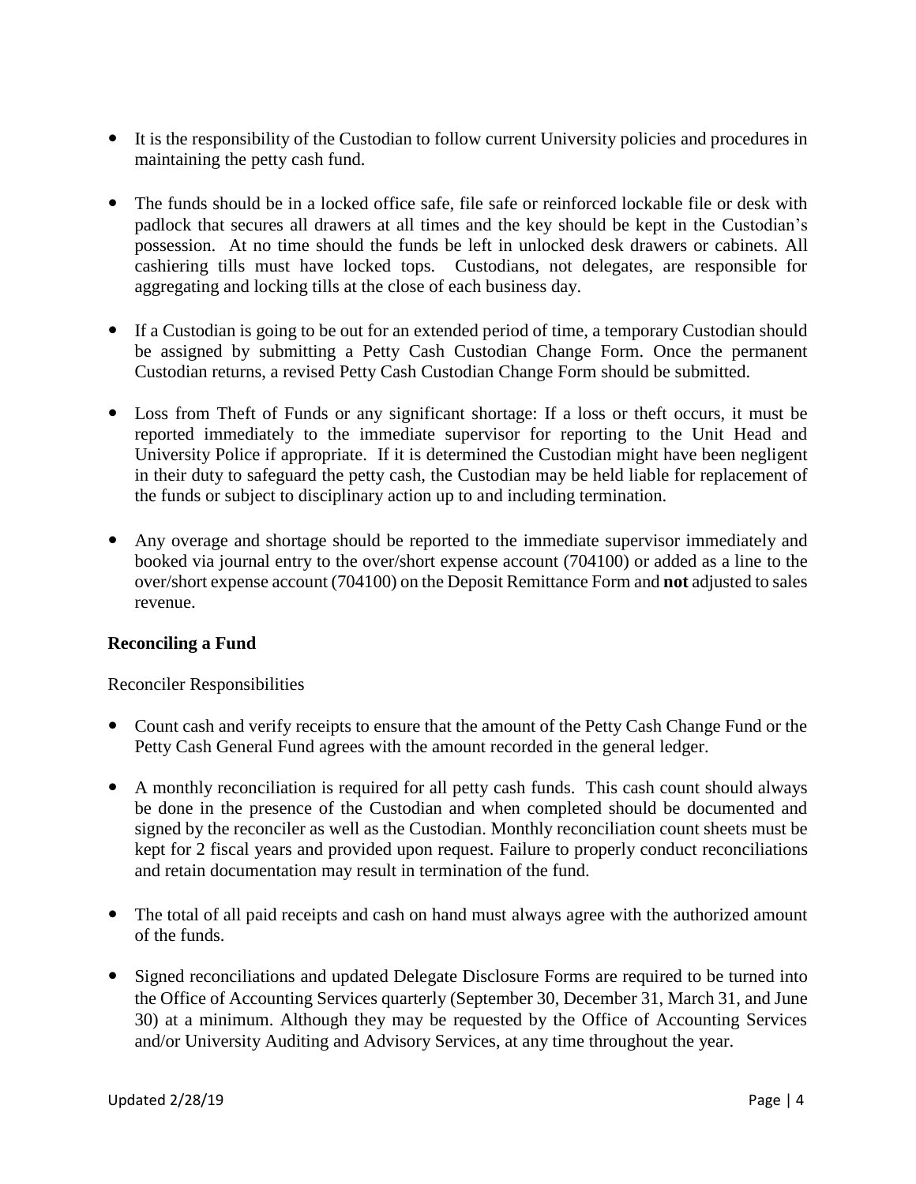- It is the responsibility of the Custodian to follow current University policies and procedures in maintaining the petty cash fund.

- The funds should be in a locked office safe, file safe or reinforced lockable file or desk with padlock that secures all drawers at all times and the key should be kept in the Custodian's possession. At no time should the funds be left in unlocked desk drawers or cabinets. All cashiering tills must have locked tops. Custodians, not delegates, are responsible for aggregating and locking tills at the close of each business day.

- If a Custodian is going to be out for an extended period of time, a temporary Custodian should be assigned by submitting a Petty Cash Custodian Change Form. Once the permanent Custodian returns, a revised Petty Cash Custodian Change Form should be submitted.

- Loss from Theft of Funds or any significant shortage: If a loss or theft occurs, it must be reported immediately to the immediate supervisor for reporting to the Unit Head and University Police if appropriate. If it is determined the Custodian might have been negligent in their duty to safeguard the petty cash, the Custodian may be held liable for replacement of the funds or subject to disciplinary action up to and including termination.

- Any overage and shortage should be reported to the immediate supervisor immediately and booked via journal entry to the over/short expense account (704100) or added as a line to the over/short expense account (704100) on the Deposit Remittance Form and **not** adjusted to sales revenue.

**Reconciling a Fund**

Reconciler Responsibilities

- Count cash and verify receipts to ensure that the amount of the Petty Cash Change Fund or the Petty Cash General Fund agrees with the amount recorded in the general ledger.

- A monthly reconciliation is required for all petty cash funds. This cash count should always be done in the presence of the Custodian and when completed should be documented and signed by the reconciler as well as the Custodian. Monthly reconciliation count sheets must be kept for 2 fiscal years and provided upon request. Failure to properly conduct reconciliations and retain documentation may result in termination of the fund.

- The total of all paid receipts and cash on hand must always agree with the authorized amount of the funds.

- Signed reconciliations and updated Delegate Disclosure Forms are required to be turned into the Office of Accounting Services quarterly (September 30, December 31, March 31, and June 30) at a minimum. Although they may be requested by the Office of Accounting Services and/or University Auditing and Advisory Services, at any time throughout the year.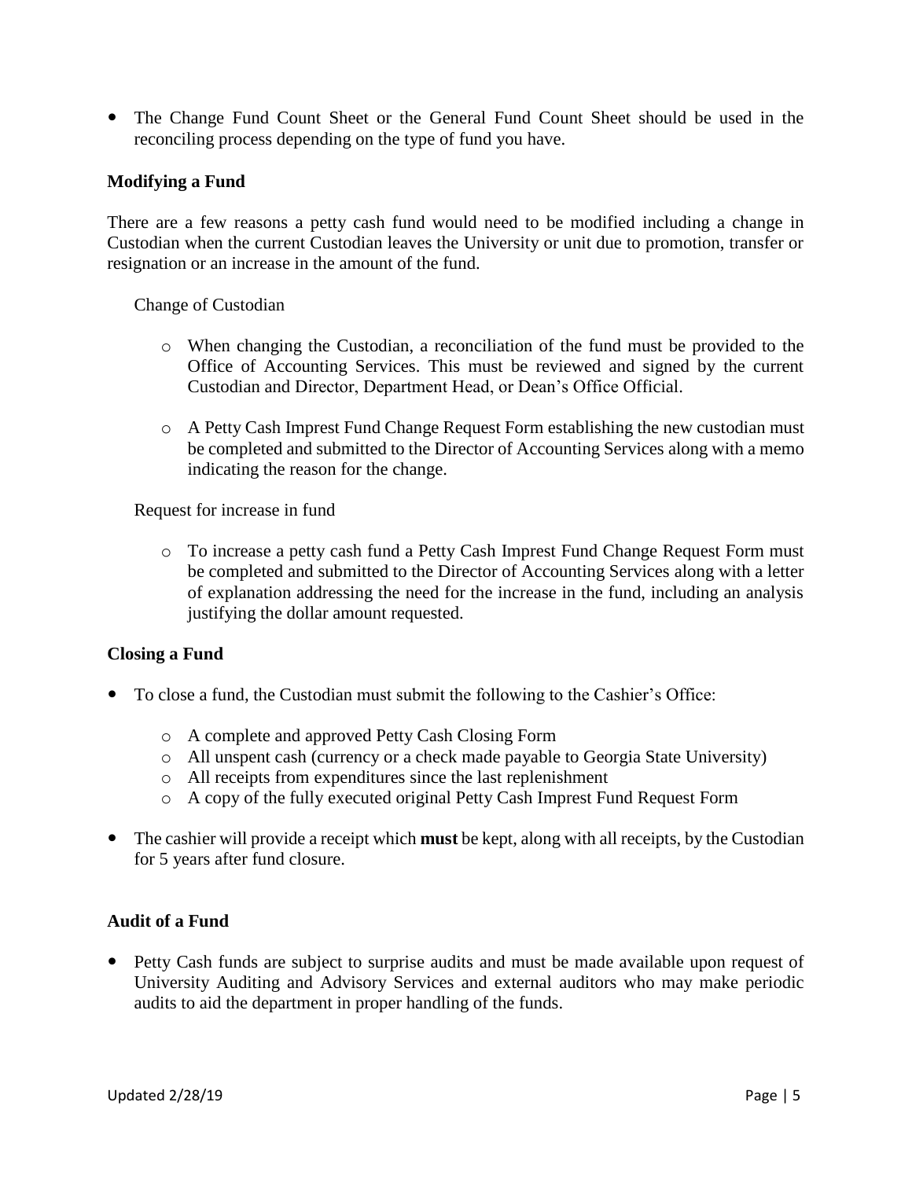- The Change Fund Count Sheet or the General Fund Count Sheet should be used in the reconciling process depending on the type of fund you have.

**Modifying a Fund**

There are a few reasons a petty cash fund would need to be modified including a change in Custodian when the current Custodian leaves the University or unit due to promotion, transfer or resignation or an increase in the amount of the fund.

Change of Custodian

- When changing the Custodian, a reconciliation of the fund must be provided to the Office of Accounting Services. This must be reviewed and signed by the current Custodian and Director, Department Head, or Dean's Office Official.
- A Petty Cash Imprest Fund Change Request Form establishing the new custodian must be completed and submitted to the Director of Accounting Services along with a memo indicating the reason for the change.

Request for increase in fund

- To increase a petty cash fund a Petty Cash Imprest Fund Change Request Form must be completed and submitted to the Director of Accounting Services along with a letter of explanation addressing the need for the increase in the fund, including an analysis justifying the dollar amount requested.

**Closing a Fund**

- To close a fund, the Custodian must submit the following to the Cashier's Office:
  - A complete and approved Petty Cash Closing Form
  - All unspent cash (currency or a check made payable to Georgia State University)
  - All receipts from expenditures since the last replenishment
  - A copy of the fully executed original Petty Cash Imprest Fund Request Form
- The cashier will provide a receipt which **must** be kept, along with all receipts, by the Custodian for 5 years after fund closure.

**Audit of a Fund**

- Petty Cash funds are subject to surprise audits and must be made available upon request of University Auditing and Advisory Services and external auditors who may make periodic audits to aid the department in proper handling of the funds.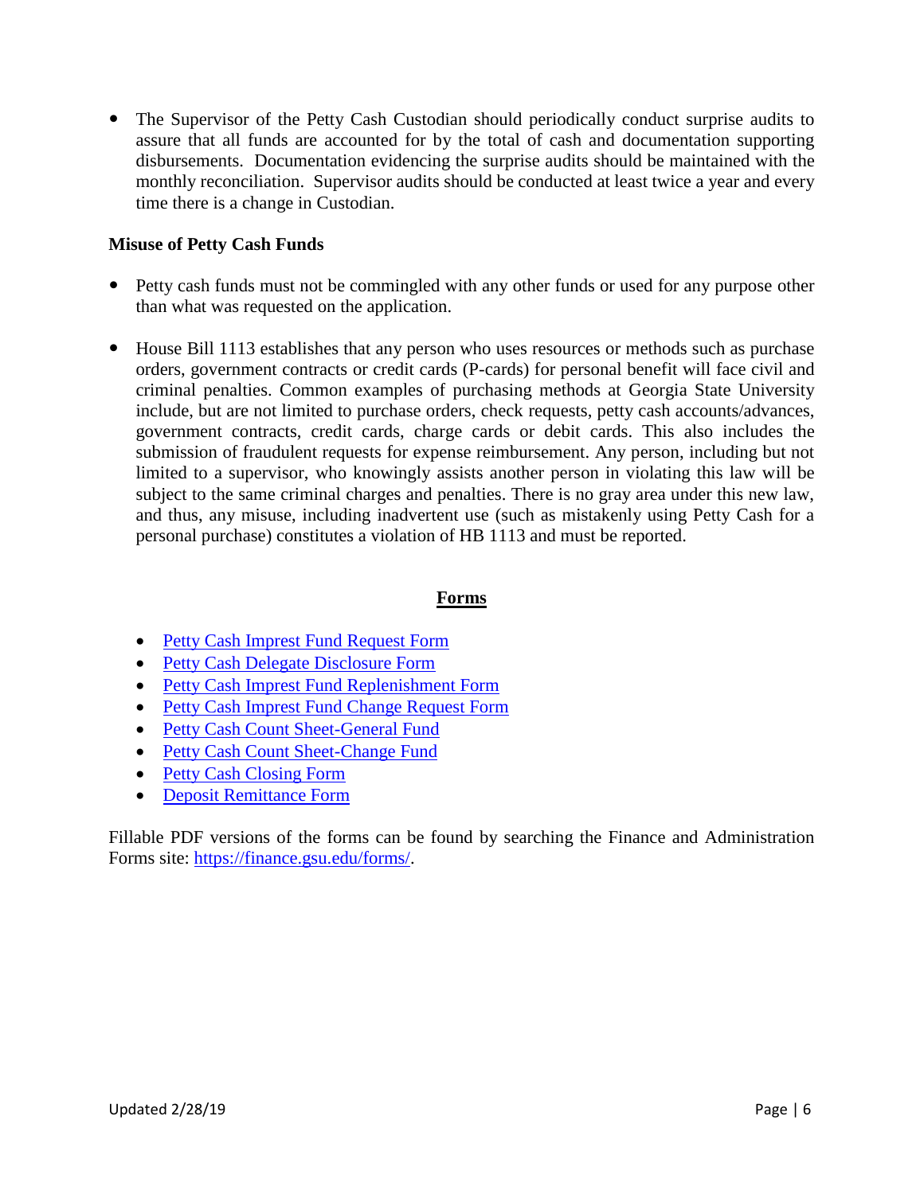- The Supervisor of the Petty Cash Custodian should periodically conduct surprise audits to assure that all funds are accounted for by the total of cash and documentation supporting disbursements. Documentation evidencing the surprise audits should be maintained with the monthly reconciliation. Supervisor audits should be conducted at least twice a year and every time there is a change in Custodian.

**Misuse of Petty Cash Funds**

- Petty cash funds must not be commingled with any other funds or used for any purpose other than what was requested on the application.

- House Bill 1113 establishes that any person who uses resources or methods such as purchase orders, government contracts or credit cards (P-cards) for personal benefit will face civil and criminal penalties. Common examples of purchasing methods at Georgia State University include, but are not limited to purchase orders, check requests, petty cash accounts/advances, government contracts, credit cards, charge cards or debit cards. This also includes the submission of fraudulent requests for expense reimbursement. Any person, including but not limited to a supervisor, who knowingly assists another person in violating this law will be subject to the same criminal charges and penalties. There is no gray area under this new law, and thus, any misuse, including inadvertent use (such as mistakenly using Petty Cash for a personal purchase) constitutes a violation of HB 1113 and must be reported.

## Forms

- Petty Cash Imprest Fund Request Form
- Petty Cash Delegate Disclosure Form
- Petty Cash Imprest Fund Replenishment Form
- Petty Cash Imprest Fund Change Request Form
- Petty Cash Count Sheet-General Fund
- Petty Cash Count Sheet-Change Fund
- Petty Cash Closing Form
- Deposit Remittance Form

Fillable PDF versions of the forms can be found by searching the Finance and Administration Forms site: https://finance.gsu.edu/forms/.